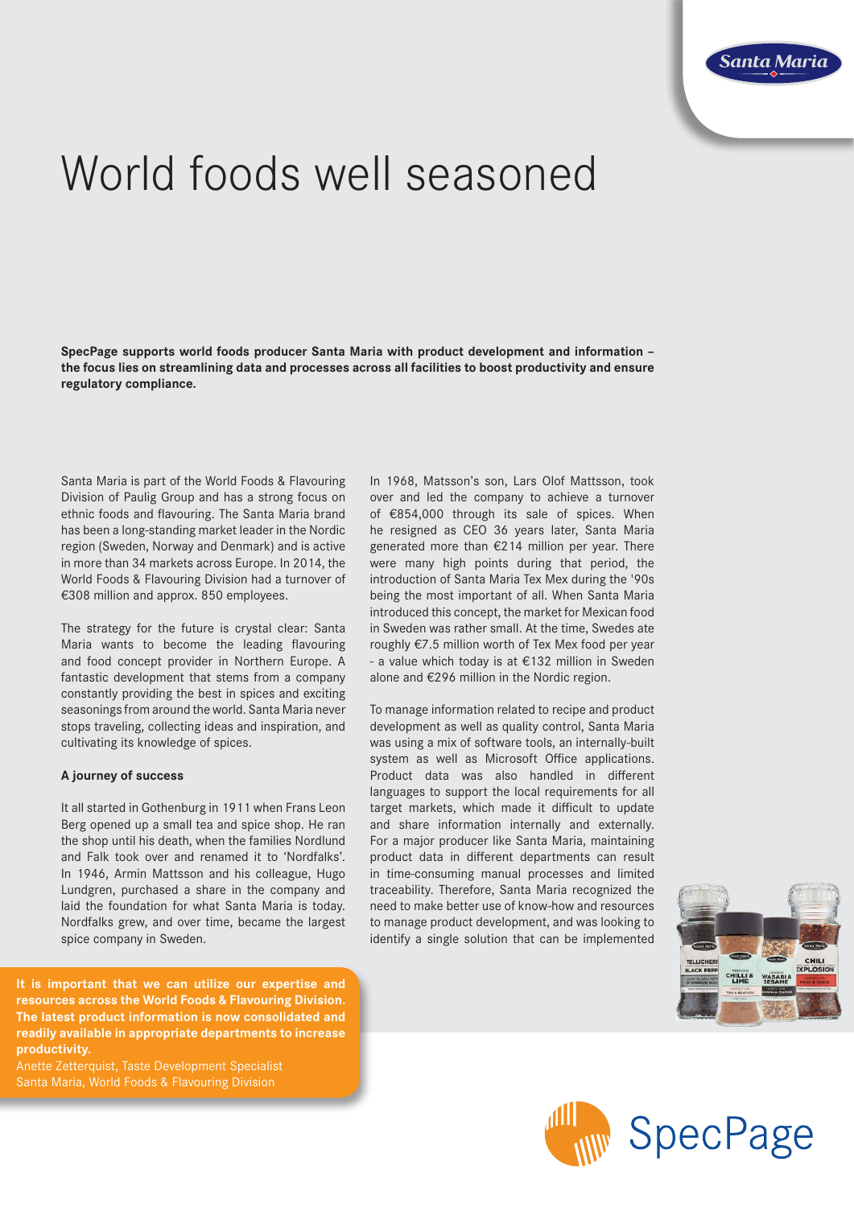# World foods well seasoned

**SpecPage supports world foods producer Santa Maria with product development and information – the focus lies on streamlining data and processes across all facilities to boost productivity and ensure regulatory compliance.**

Santa Maria is part of the World Foods & Flavouring Division of Paulig Group and has a strong focus on ethnic foods and flavouring. The Santa Maria brand has been a long-standing market leader in the Nordic region (Sweden, Norway and Denmark) and is active in more than 34 markets across Europe. In 2014, the World Foods & Flavouring Division had a turnover of €308 million and approx. 850 employees.

The strategy for the future is crystal clear: Santa Maria wants to become the leading flavouring and food concept provider in Northern Europe. A fantastic development that stems from a company constantly providing the best in spices and exciting seasonings from around the world. Santa Maria never stops traveling, collecting ideas and inspiration, and cultivating its knowledge of spices.

### A journey of success

It all started in Gothenburg in 1911 when Frans Leon Berg opened up a small tea and spice shop. He ran the shop until his death, when the families Nordlund and Falk took over and renamed it to 'Nordfalks'. In 1946, Armin Mattsson and his colleague, Hugo Lundgren, purchased a share in the company and laid the foundation for what Santa Maria is today. Nordfalks grew, and over time, became the largest spice company in Sweden.

In 1968, Matsson's son, Lars Olof Mattsson, took over and led the company to achieve a turnover of €854,000 through its sale of spices. When he resigned as CEO 36 years later, Santa Maria generated more than €214 million per year. There were many high points during that period, the introduction of Santa Maria Tex Mex during the '90s being the most important of all. When Santa Maria introduced this concept, the market for Mexican food in Sweden was rather small. At the time, Swedes ate roughly €7.5 million worth of Tex Mex food per year - a value which today is at €132 million in Sweden alone and €296 million in the Nordic region.

To manage information related to recipe and product development as well as quality control, Santa Maria was using a mix of software tools, an internally-built system as well as Microsoft Office applications. Product data was also handled in different languages to support the local requirements for all target markets, which made it difficult to update and share information internally and externally. For a major producer like Santa Maria, maintaining product data in different departments can result in time-consuming manual processes and limited traceability. Therefore, Santa Maria recognized the need to make better use of know-how and resources to manage product development, and was looking to identify a single solution that can be implemented

**It is important that we can utilize our expertise and resources across the World Foods & Flavouring Division. The latest product information is now consolidated and readily available in appropriate departments to increase productivity.**
Anette Zetterquist, Taste Development Specialist
Santa Maria, World Foods & Flavouring Division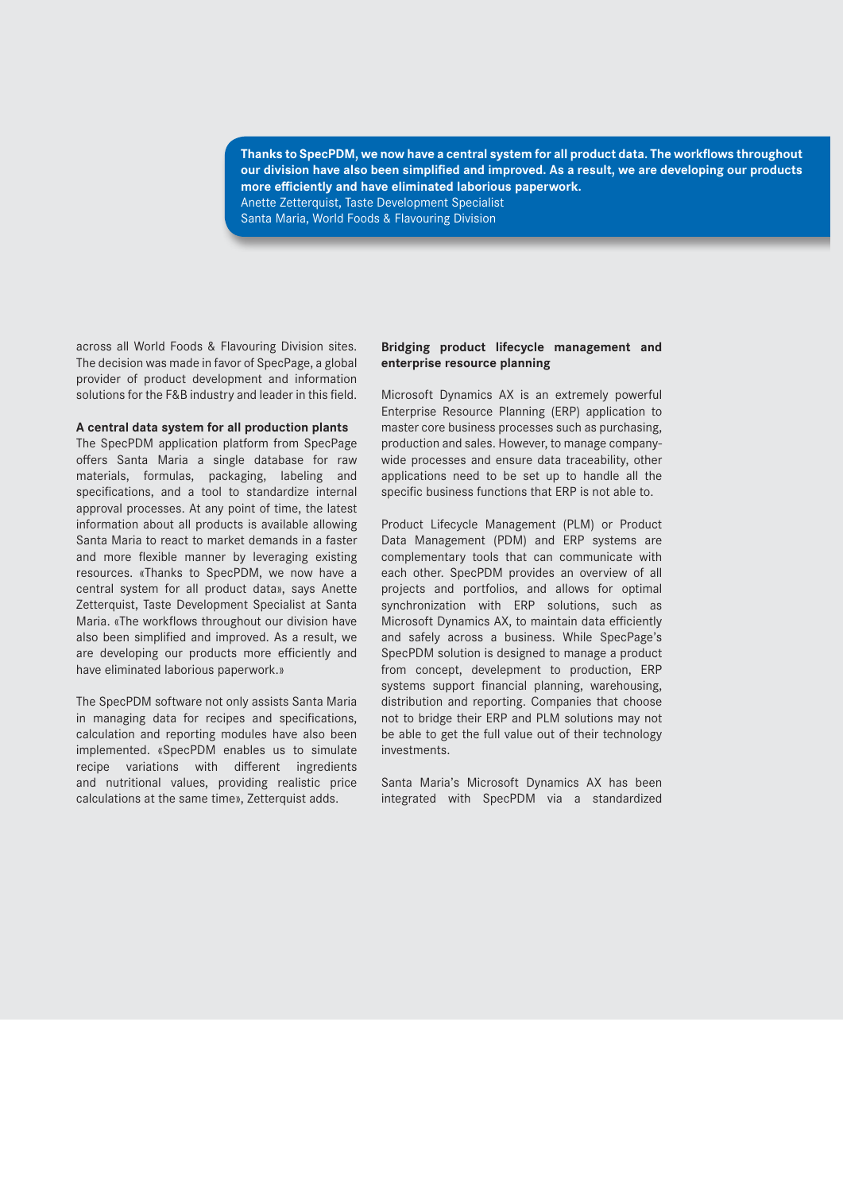> **Thanks to SpecPDM, we now have a central system for all product data. The workflows throughout our division have also been simplified and improved. As a result, we are developing our products more efficiently and have eliminated laborious paperwork.**
> Anette Zetterquist, Taste Development Specialist
> Santa Maria, World Foods & Flavouring Division

across all World Foods & Flavouring Division sites. The decision was made in favor of SpecPage, a global provider of product development and information solutions for the F&B industry and leader in this field.

**A central data system for all production plants**

The SpecPDM application platform from SpecPage offers Santa Maria a single database for raw materials, formulas, packaging, labeling and specifications, and a tool to standardize internal approval processes. At any point of time, the latest information about all products is available allowing Santa Maria to react to market demands in a faster and more flexible manner by leveraging existing resources. «Thanks to SpecPDM, we now have a central system for all product data», says Anette Zetterquist, Taste Development Specialist at Santa Maria. «The workflows throughout our division have also been simplified and improved. As a result, we are developing our products more efficiently and have eliminated laborious paperwork.»

The SpecPDM software not only assists Santa Maria in managing data for recipes and specifications, calculation and reporting modules have also been implemented. «SpecPDM enables us to simulate recipe variations with different ingredients and nutritional values, providing realistic price calculations at the same time», Zetterquist adds.

**Bridging product lifecycle management and enterprise resource planning**

Microsoft Dynamics AX is an extremely powerful Enterprise Resource Planning (ERP) application to master core business processes such as purchasing, production and sales. However, to manage company-wide processes and ensure data traceability, other applications need to be set up to handle all the specific business functions that ERP is not able to.

Product Lifecycle Management (PLM) or Product Data Management (PDM) and ERP systems are complementary tools that can communicate with each other. SpecPDM provides an overview of all projects and portfolios, and allows for optimal synchronization with ERP solutions, such as Microsoft Dynamics AX, to maintain data efficiently and safely across a business. While SpecPage's SpecPDM solution is designed to manage a product from concept, development to production, ERP systems support financial planning, warehousing, distribution and reporting. Companies that choose not to bridge their ERP and PLM solutions may not be able to get the full value out of their technology investments.

Santa Maria's Microsoft Dynamics AX has been integrated with SpecPDM via a standardized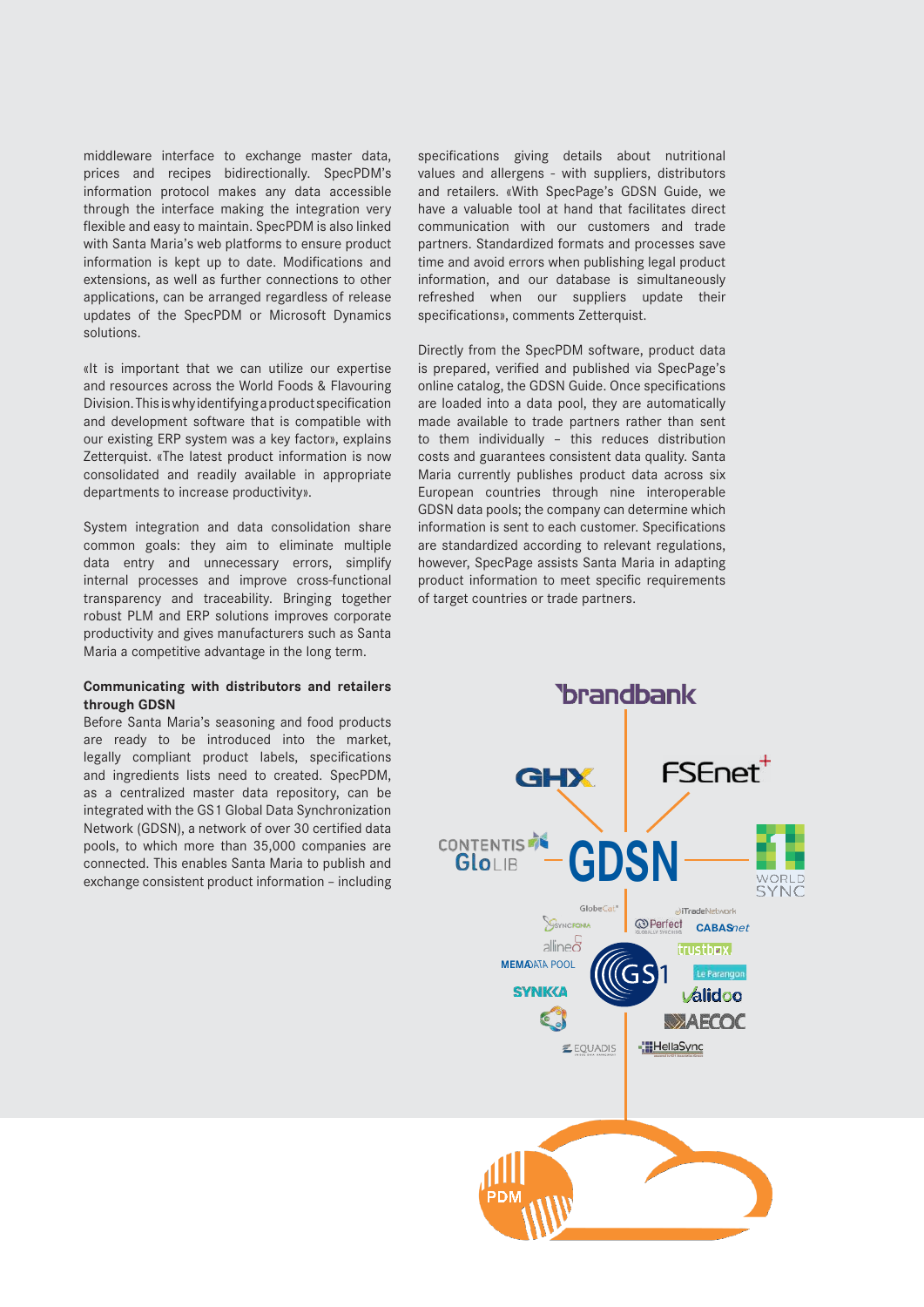middleware interface to exchange master data, prices and recipes bidirectionally. SpecPDM's information protocol makes any data accessible through the interface making the integration very flexible and easy to maintain. SpecPDM is also linked with Santa Maria's web platforms to ensure product information is kept up to date. Modifications and extensions, as well as further connections to other applications, can be arranged regardless of release updates of the SpecPDM or Microsoft Dynamics solutions.

«It is important that we can utilize our expertise and resources across the World Foods & Flavouring Division. This is why identifying a product specification and development software that is compatible with our existing ERP system was a key factor», explains Zetterquist. «The latest product information is now consolidated and readily available in appropriate departments to increase productivity».

System integration and data consolidation share common goals: they aim to eliminate multiple data entry and unnecessary errors, simplify internal processes and improve cross-functional transparency and traceability. Bringing together robust PLM and ERP solutions improves corporate productivity and gives manufacturers such as Santa Maria a competitive advantage in the long term.

**Communicating with distributors and retailers through GDSN**

Before Santa Maria's seasoning and food products are ready to be introduced into the market, legally compliant product labels, specifications and ingredients lists need to created. SpecPDM, as a centralized master data repository, can be integrated with the GS1 Global Data Synchronization Network (GDSN), a network of over 30 certified data pools, to which more than 35,000 companies are connected. This enables Santa Maria to publish and exchange consistent product information – including specifications giving details about nutritional values and allergens - with suppliers, distributors and retailers. «With SpecPage's GDSN Guide, we have a valuable tool at hand that facilitates direct communication with our customers and trade partners. Standardized formats and processes save time and avoid errors when publishing legal product information, and our database is simultaneously refreshed when our suppliers update their specifications», comments Zetterquist.

Directly from the SpecPDM software, product data is prepared, verified and published via SpecPage's online catalog, the GDSN Guide. Once specifications are loaded into a data pool, they are automatically made available to trade partners rather than sent to them individually – this reduces distribution costs and guarantees consistent data quality. Santa Maria currently publishes product data across six European countries through nine interoperable GDSN data pools; the company can determine which information is sent to each customer. Specifications are standardized according to relevant regulations, however, SpecPage assists Santa Maria in adapting product information to meet specific requirements of target countries or trade partners.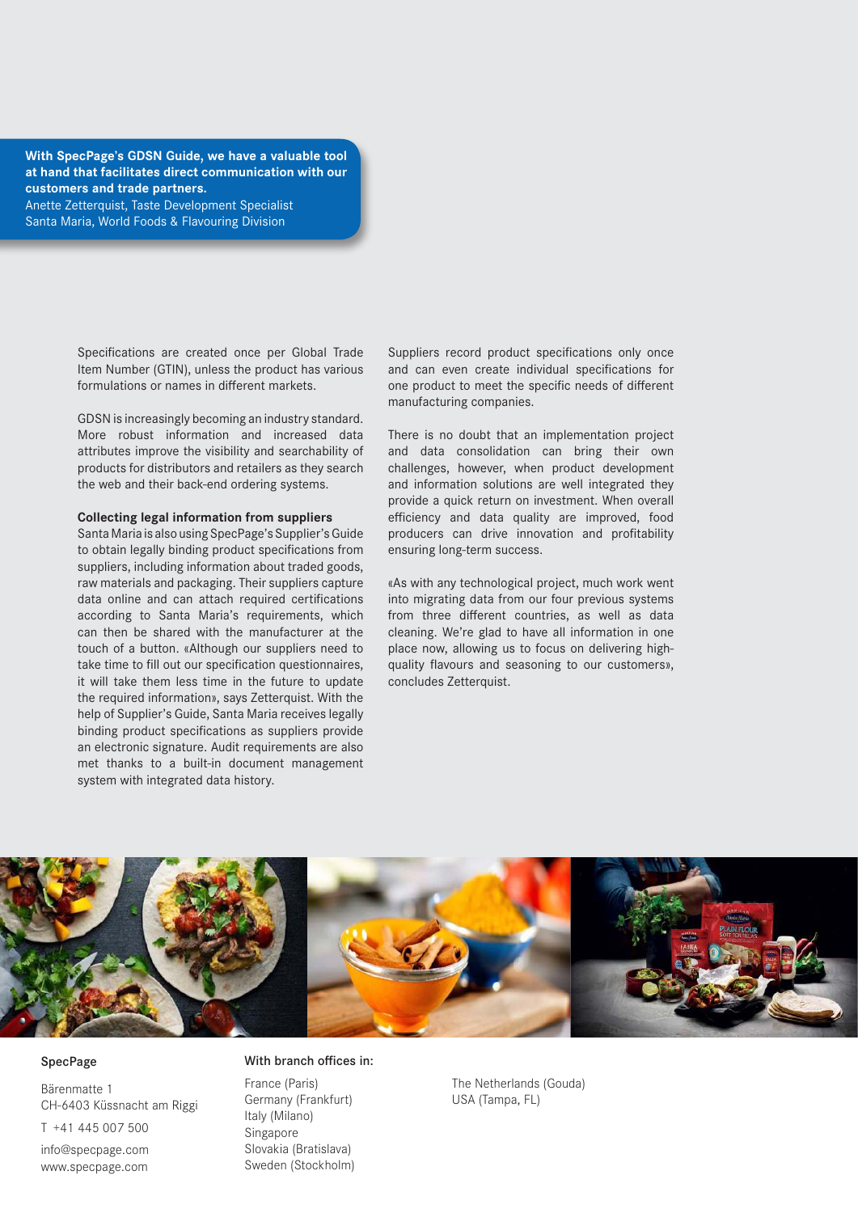**With SpecPage's GDSN Guide, we have a valuable tool at hand that facilitates direct communication with our customers and trade partners.**
Anette Zetterquist, Taste Development Specialist
Santa Maria, World Foods & Flavouring Division

Specifications are created once per Global Trade Item Number (GTIN), unless the product has various formulations or names in different markets.

GDSN is increasingly becoming an industry standard. More robust information and increased data attributes improve the visibility and searchability of products for distributors and retailers as they search the web and their back-end ordering systems.

**Collecting legal information from suppliers**

Santa Maria is also using SpecPage's Supplier's Guide to obtain legally binding product specifications from suppliers, including information about traded goods, raw materials and packaging. Their suppliers capture data online and can attach required certifications according to Santa Maria's requirements, which can then be shared with the manufacturer at the touch of a button. «Although our suppliers need to take time to fill out our specification questionnaires, it will take them less time in the future to update the required information», says Zetterquist. With the help of Supplier's Guide, Santa Maria receives legally binding product specifications as suppliers provide an electronic signature. Audit requirements are also met thanks to a built-in document management system with integrated data history.

Suppliers record product specifications only once and can even create individual specifications for one product to meet the specific needs of different manufacturing companies.

There is no doubt that an implementation project and data consolidation can bring their own challenges, however, when product development and information solutions are well integrated they provide a quick return on investment. When overall efficiency and data quality are improved, food producers can drive innovation and profitability ensuring long-term success.

«As with any technological project, much work went into migrating data from our four previous systems from three different countries, as well as data cleaning. We're glad to have all information in one place now, allowing us to focus on delivering high-quality flavours and seasoning to our customers», concludes Zetterquist.

SpecPage

Bärenmatte 1
CH-6403 Küssnacht am Rigi

T +41 445 007 500

info@specpage.com
www.specpage.com

With branch offices in:

France (Paris)
Germany (Frankfurt)
Italy (Milano)
Singapore
Slovakia (Bratislava)
Sweden (Stockholm)
The Netherlands (Gouda)
USA (Tampa, FL)